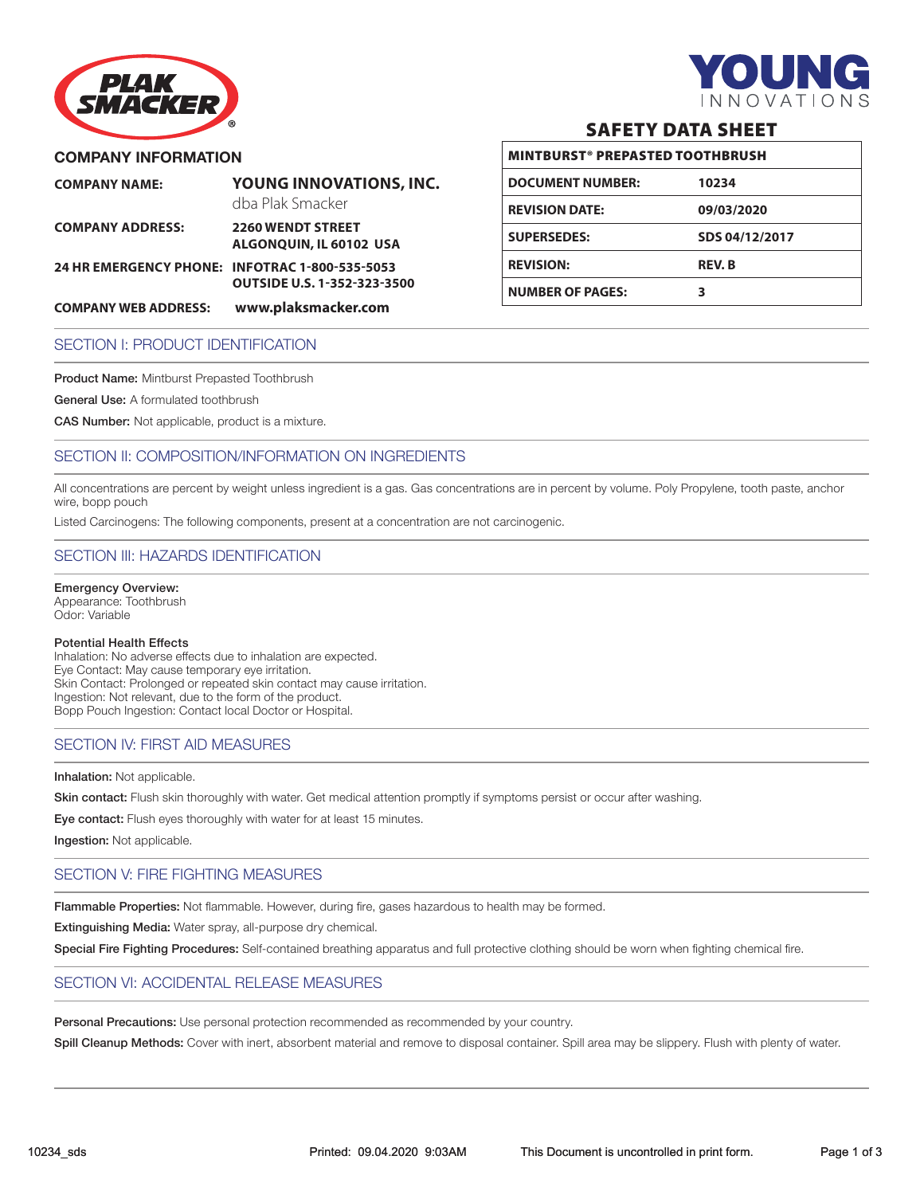PLAK SMACKER®

YOUNG INNOVATIONS

# SAFETY DATA SHEET

| MINTBURST® PREPASTED TOOTHBRUSH | |
|---|---|
| DOCUMENT NUMBER: | 10234 |
| REVISION DATE: | 09/03/2020 |
| SUPERSEDES: | SDS 04/12/2017 |
| REVISION: | REV. B |
| NUMBER OF PAGES: | 3 |

## COMPANY INFORMATION

| | |
|---|---|
| **COMPANY NAME:** | **YOUNG INNOVATIONS, INC.** dba Plak Smacker |
| **COMPANY ADDRESS:** | **2260 WENDT STREET ALGONQUIN, IL 60102 USA** |
| **24 HR EMERGENCY PHONE:** | **INFOTRAC 1-800-535-5053 OUTSIDE U.S. 1-352-323-3500** |
| **COMPANY WEB ADDRESS:** | **www.plaksmacker.com** |

## SECTION I: PRODUCT IDENTIFICATION

**Product Name:** Mintburst Prepasted Toothbrush

**General Use:** A formulated toothbrush

**CAS Number:** Not applicable, product is a mixture.

## SECTION II: COMPOSITION/INFORMATION ON INGREDIENTS

All concentrations are percent by weight unless ingredient is a gas. Gas concentrations are in percent by volume. Poly Propylene, tooth paste, anchor wire, bopp pouch

Listed Carcinogens: The following components, present at a concentration are not carcinogenic.

## SECTION III: HAZARDS IDENTIFICATION

**Emergency Overview:**
Appearance: Toothbrush
Odor: Variable

**Potential Health Effects**
Inhalation: No adverse effects due to inhalation are expected.
Eye Contact: May cause temporary eye irritation.
Skin Contact: Prolonged or repeated skin contact may cause irritation.
Ingestion: Not relevant, due to the form of the product.
Bopp Pouch Ingestion: Contact local Doctor or Hospital.

## SECTION IV: FIRST AID MEASURES

**Inhalation:** Not applicable.

**Skin contact:** Flush skin thoroughly with water. Get medical attention promptly if symptoms persist or occur after washing.

**Eye contact:** Flush eyes thoroughly with water for at least 15 minutes.

**Ingestion:** Not applicable.

## SECTION V: FIRE FIGHTING MEASURES

**Flammable Properties:** Not flammable. However, during fire, gases hazardous to health may be formed.

**Extinguishing Media:** Water spray, all-purpose dry chemical.

**Special Fire Fighting Procedures:** Self-contained breathing apparatus and full protective clothing should be worn when fighting chemical fire.

## SECTION VI: ACCIDENTAL RELEASE MEASURES

**Personal Precautions:** Use personal protection recommended as recommended by your country.

**Spill Cleanup Methods:** Cover with inert, absorbent material and remove to disposal container. Spill area may be slippery. Flush with plenty of water.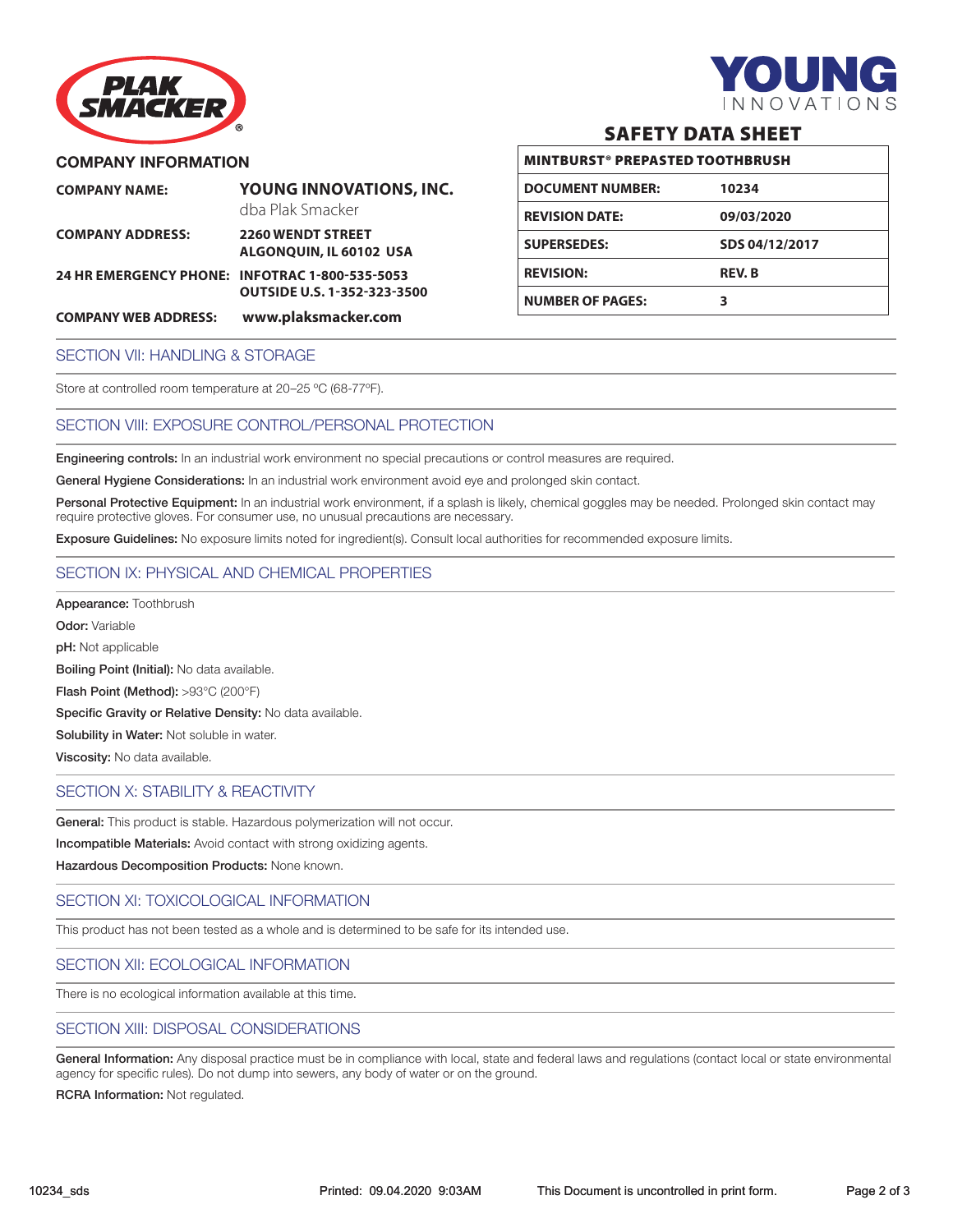PLAK SMACKER®

YOUNG INNOVATIONS

## SAFETY DATA SHEET

### COMPANY INFORMATION

| | |
|---|---|
| **COMPANY NAME:** | **YOUNG INNOVATIONS, INC.** dba Plak Smacker |
| **COMPANY ADDRESS:** | **2260 WENDT STREET ALGONQUIN, IL 60102 USA** |
| **24 HR EMERGENCY PHONE:** | **INFOTRAC 1-800-535-5053 OUTSIDE U.S. 1-352-323-3500** |
| **COMPANY WEB ADDRESS:** | **www.plaksmacker.com** |

| **MINTBURST® PREPASTED TOOTHBRUSH** | |
|---|---|
| **DOCUMENT NUMBER:** | **10234** |
| **REVISION DATE:** | **09/03/2020** |
| **SUPERSEDES:** | **SDS 04/12/2017** |
| **REVISION:** | **REV. B** |
| **NUMBER OF PAGES:** | **3** |

## SECTION VII: HANDLING & STORAGE

Store at controlled room temperature at 20–25 ºC (68-77ºF).

## SECTION VIII: EXPOSURE CONTROL/PERSONAL PROTECTION

**Engineering controls:** In an industrial work environment no special precautions or control measures are required.

**General Hygiene Considerations:** In an industrial work environment avoid eye and prolonged skin contact.

**Personal Protective Equipment:** In an industrial work environment, if a splash is likely, chemical goggles may be needed. Prolonged skin contact may require protective gloves. For consumer use, no unusual precautions are necessary.

**Exposure Guidelines:** No exposure limits noted for ingredient(s). Consult local authorities for recommended exposure limits.

## SECTION IX: PHYSICAL AND CHEMICAL PROPERTIES

**Appearance:** Toothbrush

**Odor:** Variable

**pH:** Not applicable

**Boiling Point (Initial):** No data available.

**Flash Point (Method):** >93°C (200°F)

**Specific Gravity or Relative Density:** No data available.

**Solubility in Water:** Not soluble in water.

**Viscosity:** No data available.

## SECTION X: STABILITY & REACTIVITY

**General:** This product is stable. Hazardous polymerization will not occur.

**Incompatible Materials:** Avoid contact with strong oxidizing agents.

**Hazardous Decomposition Products:** None known.

## SECTION XI: TOXICOLOGICAL INFORMATION

This product has not been tested as a whole and is determined to be safe for its intended use.

## SECTION XII: ECOLOGICAL INFORMATION

There is no ecological information available at this time.

## SECTION XIII: DISPOSAL CONSIDERATIONS

**General Information:** Any disposal practice must be in compliance with local, state and federal laws and regulations (contact local or state environmental agency for specific rules). Do not dump into sewers, any body of water or on the ground.

**RCRA Information:** Not regulated.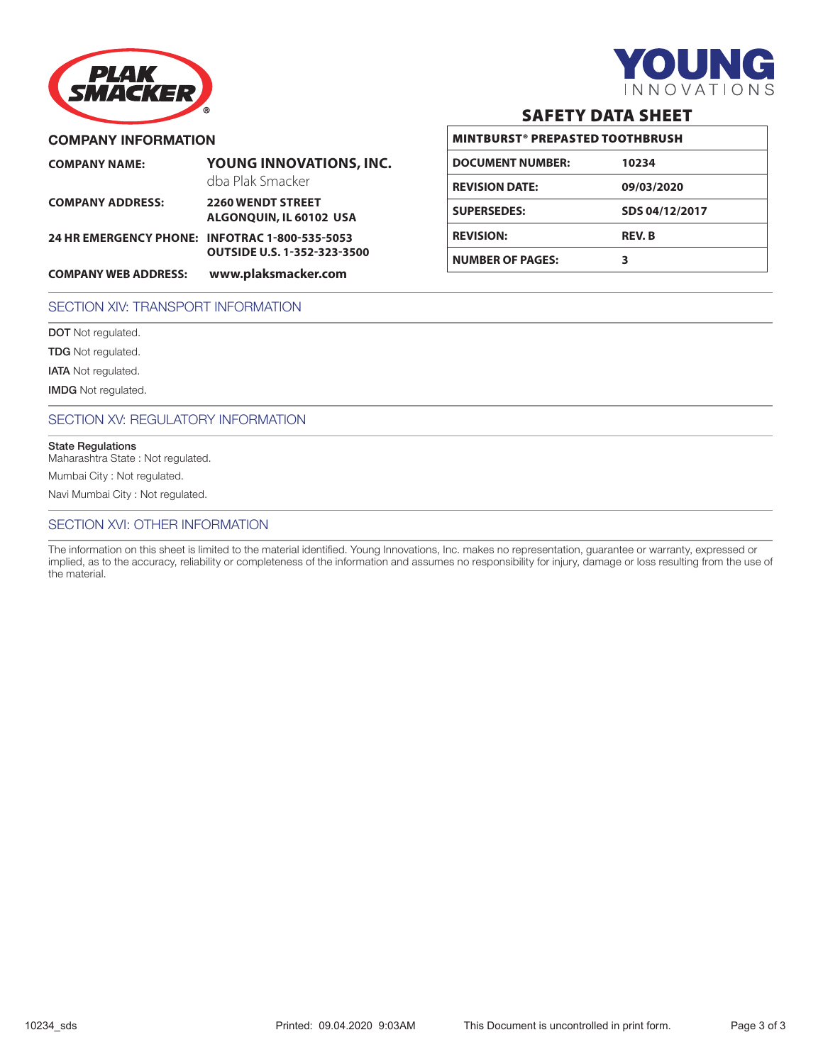## SAFETY DATA SHEET

### COMPANY INFORMATION

| | |
|---|---|
| **COMPANY NAME:** | **YOUNG INNOVATIONS, INC.** dba Plak Smacker |
| **COMPANY ADDRESS:** | **2260 WENDT STREET ALGONQUIN, IL 60102 USA** |
| **24 HR EMERGENCY PHONE:** | **INFOTRAC 1-800-535-5053 OUTSIDE U.S. 1-352-323-3500** |
| **COMPANY WEB ADDRESS:** | **www.plaksmacker.com** |

| **MINTBURST® PREPASTED TOOTHBRUSH** | |
|---|---|
| **DOCUMENT NUMBER:** | **10234** |
| **REVISION DATE:** | **09/03/2020** |
| **SUPERSEDES:** | **SDS 04/12/2017** |
| **REVISION:** | **REV. B** |
| **NUMBER OF PAGES:** | **3** |

## SECTION XIV: TRANSPORT INFORMATION

**DOT** Not regulated.

**TDG** Not regulated.

**IATA** Not regulated.

**IMDG** Not regulated.

## SECTION XV: REGULATORY INFORMATION

**State Regulations**
Maharashtra State : Not regulated.

Mumbai City : Not regulated.

Navi Mumbai City : Not regulated.

## SECTION XVI: OTHER INFORMATION

The information on this sheet is limited to the material identified. Young Innovations, Inc. makes no representation, guarantee or warranty, expressed or implied, as to the accuracy, reliability or completeness of the information and assumes no responsibility for injury, damage or loss resulting from the use of the material.

10234_sds Printed: 09.04.2020 9:03AM This Document is uncontrolled in print form.